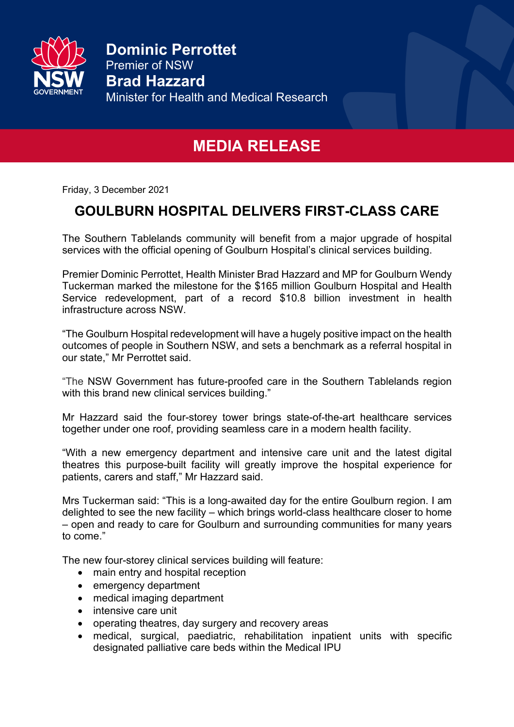**Dominic Perrottet**
Premier of NSW
**Brad Hazzard**
Minister for Health and Medical Research

# MEDIA RELEASE

Friday, 3 December 2021

## GOULBURN HOSPITAL DELIVERS FIRST-CLASS CARE

The Southern Tablelands community will benefit from a major upgrade of hospital services with the official opening of Goulburn Hospital's clinical services building.

Premier Dominic Perrottet, Health Minister Brad Hazzard and MP for Goulburn Wendy Tuckerman marked the milestone for the $165 million Goulburn Hospital and Health Service redevelopment, part of a record $10.8 billion investment in health infrastructure across NSW.

"The Goulburn Hospital redevelopment will have a hugely positive impact on the health outcomes of people in Southern NSW, and sets a benchmark as a referral hospital in our state," Mr Perrottet said.

"The NSW Government has future-proofed care in the Southern Tablelands region with this brand new clinical services building."

Mr Hazzard said the four-storey tower brings state-of-the-art healthcare services together under one roof, providing seamless care in a modern health facility.

"With a new emergency department and intensive care unit and the latest digital theatres this purpose-built facility will greatly improve the hospital experience for patients, carers and staff," Mr Hazzard said.

Mrs Tuckerman said: "This is a long-awaited day for the entire Goulburn region. I am delighted to see the new facility – which brings world-class healthcare closer to home – open and ready to care for Goulburn and surrounding communities for many years to come."

The new four-storey clinical services building will feature:

- main entry and hospital reception
- emergency department
- medical imaging department
- intensive care unit
- operating theatres, day surgery and recovery areas
- medical, surgical, paediatric, rehabilitation inpatient units with specific designated palliative care beds within the Medical IPU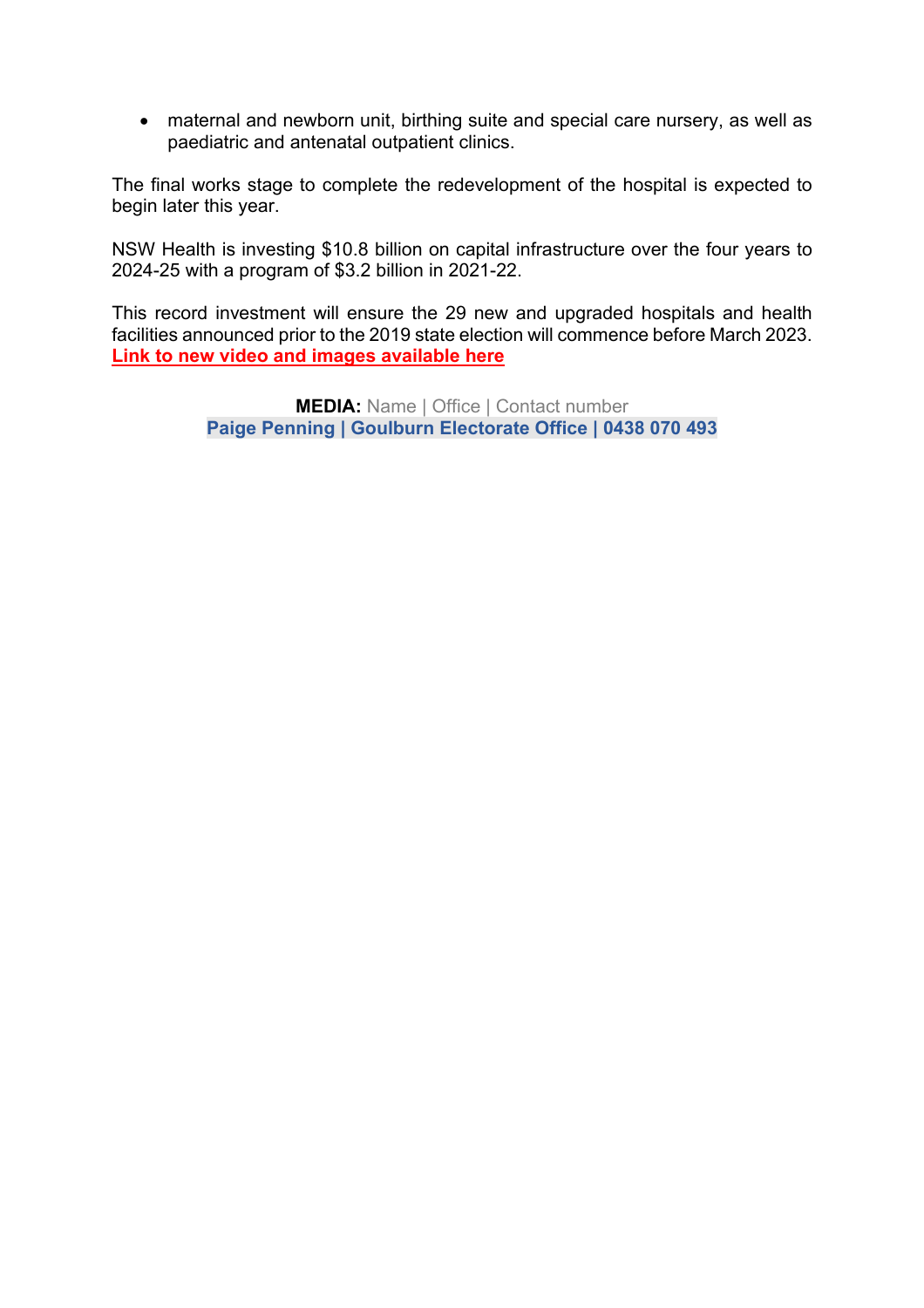- maternal and newborn unit, birthing suite and special care nursery, as well as paediatric and antenatal outpatient clinics.

The final works stage to complete the redevelopment of the hospital is expected to begin later this year.

NSW Health is investing $10.8 billion on capital infrastructure over the four years to 2024-25 with a program of $3.2 billion in 2021-22.

This record investment will ensure the 29 new and upgraded hospitals and health facilities announced prior to the 2019 state election will commence before March 2023.
**Link to new video and images available here**

**MEDIA:** Name | Office | Contact number
**Paige Penning | Goulburn Electorate Office | 0438 070 493**